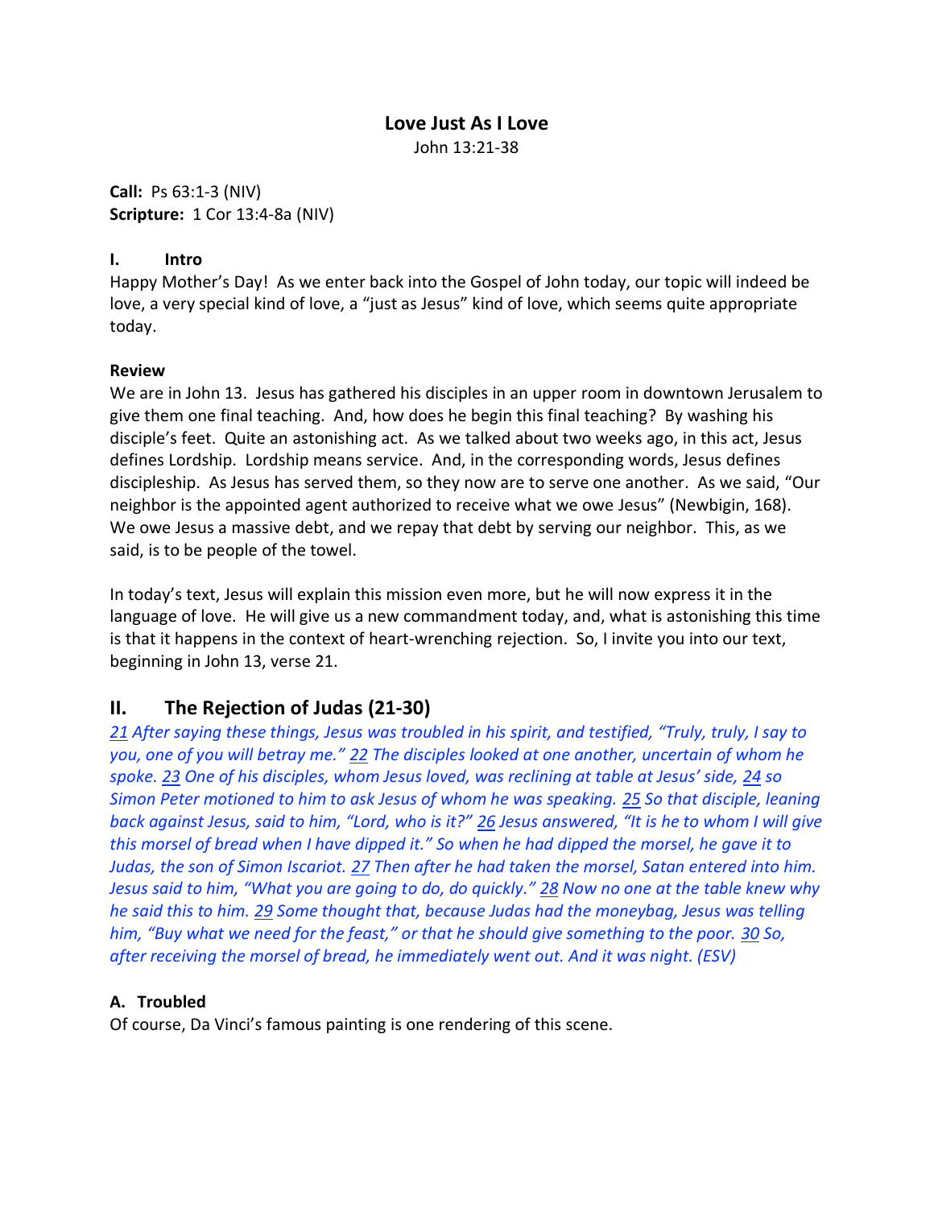# Love Just As I Love

John 13:21-38

**Call:** Ps 63:1-3 (NIV)
**Scripture:** 1 Cor 13:4-8a (NIV)

### I. Intro

Happy Mother's Day! As we enter back into the Gospel of John today, our topic will indeed be love, a very special kind of love, a "just as Jesus" kind of love, which seems quite appropriate today.

**Review**

We are in John 13. Jesus has gathered his disciples in an upper room in downtown Jerusalem to give them one final teaching. And, how does he begin this final teaching? By washing his disciple's feet. Quite an astonishing act. As we talked about two weeks ago, in this act, Jesus defines Lordship. Lordship means service. And, in the corresponding words, Jesus defines discipleship. As Jesus has served them, so they now are to serve one another. As we said, "Our neighbor is the appointed agent authorized to receive what we owe Jesus" (Newbigin, 168). We owe Jesus a massive debt, and we repay that debt by serving our neighbor. This, as we said, is to be people of the towel.

In today's text, Jesus will explain this mission even more, but he will now express it in the language of love. He will give us a new commandment today, and, what is astonishing this time is that it happens in the context of heart-wrenching rejection. So, I invite you into our text, beginning in John 13, verse 21.

## II. The Rejection of Judas (21-30)

*21 After saying these things, Jesus was troubled in his spirit, and testified, "Truly, truly, I say to you, one of you will betray me." 22 The disciples looked at one another, uncertain of whom he spoke. 23 One of his disciples, whom Jesus loved, was reclining at table at Jesus' side, 24 so Simon Peter motioned to him to ask Jesus of whom he was speaking. 25 So that disciple, leaning back against Jesus, said to him, "Lord, who is it?" 26 Jesus answered, "It is he to whom I will give this morsel of bread when I have dipped it." So when he had dipped the morsel, he gave it to Judas, the son of Simon Iscariot. 27 Then after he had taken the morsel, Satan entered into him. Jesus said to him, "What you are going to do, do quickly." 28 Now no one at the table knew why he said this to him. 29 Some thought that, because Judas had the moneybag, Jesus was telling him, "Buy what we need for the feast," or that he should give something to the poor. 30 So, after receiving the morsel of bread, he immediately went out. And it was night. (ESV)*

### A. Troubled

Of course, Da Vinci's famous painting is one rendering of this scene.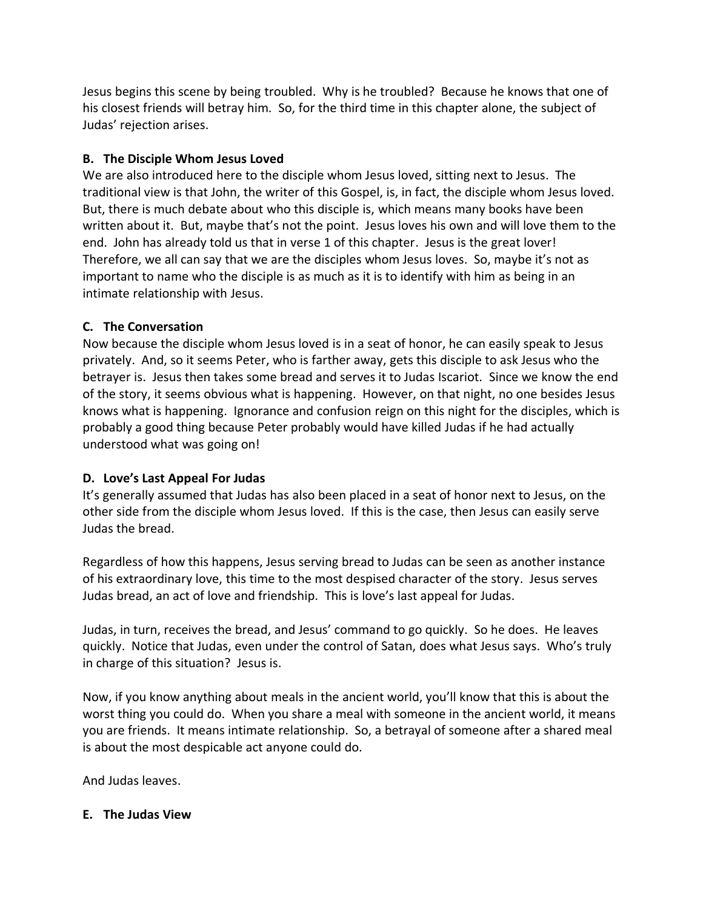Jesus begins this scene by being troubled. Why is he troubled? Because he knows that one of his closest friends will betray him. So, for the third time in this chapter alone, the subject of Judas' rejection arises.

**B. The Disciple Whom Jesus Loved**

We are also introduced here to the disciple whom Jesus loved, sitting next to Jesus. The traditional view is that John, the writer of this Gospel, is, in fact, the disciple whom Jesus loved. But, there is much debate about who this disciple is, which means many books have been written about it. But, maybe that's not the point. Jesus loves his own and will love them to the end. John has already told us that in verse 1 of this chapter. Jesus is the great lover! Therefore, we all can say that we are the disciples whom Jesus loves. So, maybe it's not as important to name who the disciple is as much as it is to identify with him as being in an intimate relationship with Jesus.

**C. The Conversation**

Now because the disciple whom Jesus loved is in a seat of honor, he can easily speak to Jesus privately. And, so it seems Peter, who is farther away, gets this disciple to ask Jesus who the betrayer is. Jesus then takes some bread and serves it to Judas Iscariot. Since we know the end of the story, it seems obvious what is happening. However, on that night, no one besides Jesus knows what is happening. Ignorance and confusion reign on this night for the disciples, which is probably a good thing because Peter probably would have killed Judas if he had actually understood what was going on!

**D. Love's Last Appeal For Judas**

It's generally assumed that Judas has also been placed in a seat of honor next to Jesus, on the other side from the disciple whom Jesus loved. If this is the case, then Jesus can easily serve Judas the bread.

Regardless of how this happens, Jesus serving bread to Judas can be seen as another instance of his extraordinary love, this time to the most despised character of the story. Jesus serves Judas bread, an act of love and friendship. This is love's last appeal for Judas.

Judas, in turn, receives the bread, and Jesus' command to go quickly. So he does. He leaves quickly. Notice that Judas, even under the control of Satan, does what Jesus says. Who's truly in charge of this situation? Jesus is.

Now, if you know anything about meals in the ancient world, you'll know that this is about the worst thing you could do. When you share a meal with someone in the ancient world, it means you are friends. It means intimate relationship. So, a betrayal of someone after a shared meal is about the most despicable act anyone could do.

And Judas leaves.

**E. The Judas View**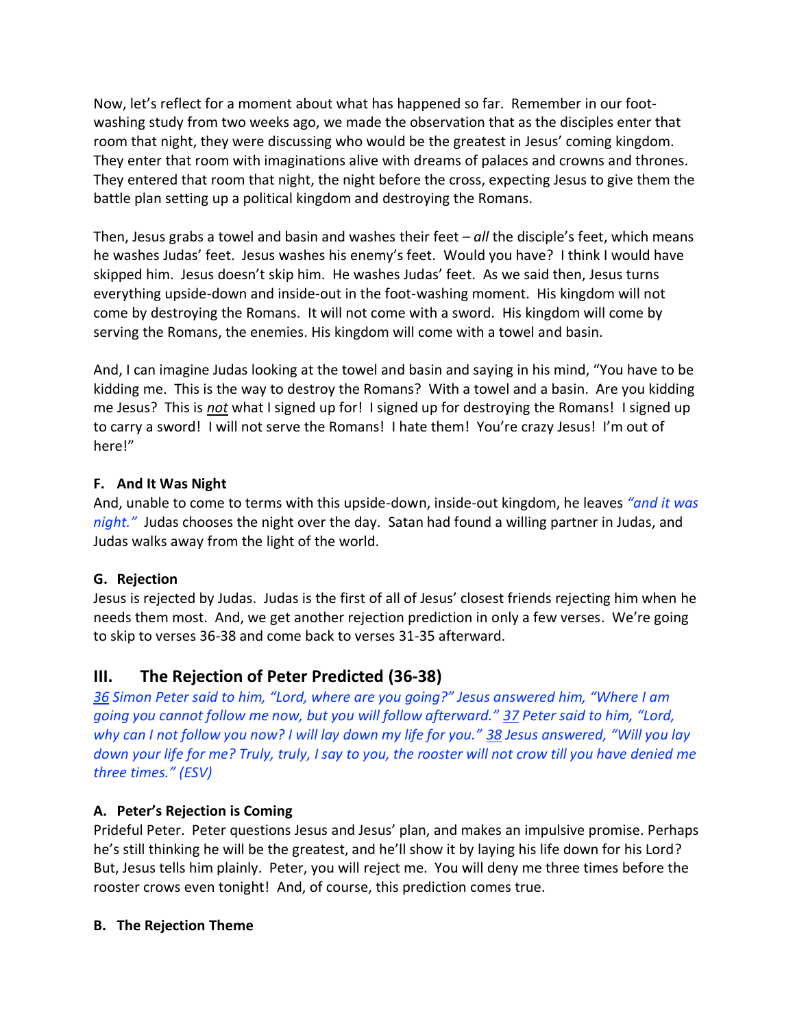Now, let's reflect for a moment about what has happened so far. Remember in our foot-washing study from two weeks ago, we made the observation that as the disciples enter that room that night, they were discussing who would be the greatest in Jesus' coming kingdom. They enter that room with imaginations alive with dreams of palaces and crowns and thrones. They entered that room that night, the night before the cross, expecting Jesus to give them the battle plan setting up a political kingdom and destroying the Romans.

Then, Jesus grabs a towel and basin and washes their feet – *all* the disciple's feet, which means he washes Judas' feet. Jesus washes his enemy's feet. Would you have? I think I would have skipped him. Jesus doesn't skip him. He washes Judas' feet. As we said then, Jesus turns everything upside-down and inside-out in the foot-washing moment. His kingdom will not come by destroying the Romans. It will not come with a sword. His kingdom will come by serving the Romans, the enemies. His kingdom will come with a towel and basin.

And, I can imagine Judas looking at the towel and basin and saying in his mind, "You have to be kidding me. This is the way to destroy the Romans? With a towel and a basin. Are you kidding me Jesus? This is ***not*** what I signed up for! I signed up for destroying the Romans! I signed up to carry a sword! I will not serve the Romans! I hate them! You're crazy Jesus! I'm out of here!"

#### F. And It Was Night

And, unable to come to terms with this upside-down, inside-out kingdom, he leaves *"and it was night."* Judas chooses the night over the day. Satan had found a willing partner in Judas, and Judas walks away from the light of the world.

#### G. Rejection

Jesus is rejected by Judas. Judas is the first of all of Jesus' closest friends rejecting him when he needs them most. And, we get another rejection prediction in only a few verses. We're going to skip to verses 36-38 and come back to verses 31-35 afterward.

## III. The Rejection of Peter Predicted (36-38)

*36 Simon Peter said to him, "Lord, where are you going?" Jesus answered him, "Where I am going you cannot follow me now, but you will follow afterward." 37 Peter said to him, "Lord, why can I not follow you now? I will lay down my life for you." 38 Jesus answered, "Will you lay down your life for me? Truly, truly, I say to you, the rooster will not crow till you have denied me three times." (ESV)*

#### A. Peter's Rejection is Coming

Prideful Peter. Peter questions Jesus and Jesus' plan, and makes an impulsive promise. Perhaps he's still thinking he will be the greatest, and he'll show it by laying his life down for his Lord? But, Jesus tells him plainly. Peter, you will reject me. You will deny me three times before the rooster crows even tonight! And, of course, this prediction comes true.

#### B. The Rejection Theme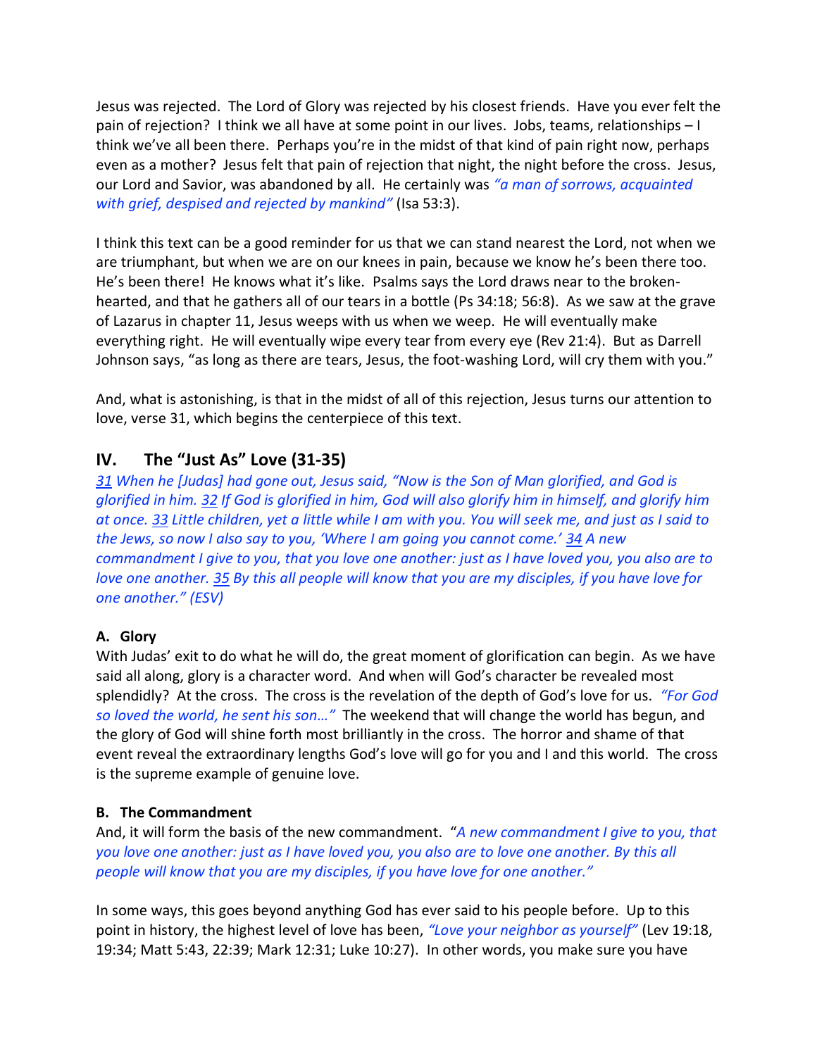Jesus was rejected. The Lord of Glory was rejected by his closest friends. Have you ever felt the pain of rejection? I think we all have at some point in our lives. Jobs, teams, relationships – I think we've all been there. Perhaps you're in the midst of that kind of pain right now, perhaps even as a mother? Jesus felt that pain of rejection that night, the night before the cross. Jesus, our Lord and Savior, was abandoned by all. He certainly was *"a man of sorrows, acquainted with grief, despised and rejected by mankind"* (Isa 53:3).

I think this text can be a good reminder for us that we can stand nearest the Lord, not when we are triumphant, but when we are on our knees in pain, because we know he's been there too. He's been there! He knows what it's like. Psalms says the Lord draws near to the broken-hearted, and that he gathers all of our tears in a bottle (Ps 34:18; 56:8). As we saw at the grave of Lazarus in chapter 11, Jesus weeps with us when we weep. He will eventually make everything right. He will eventually wipe every tear from every eye (Rev 21:4). But as Darrell Johnson says, "as long as there are tears, Jesus, the foot-washing Lord, will cry them with you."

And, what is astonishing, is that in the midst of all of this rejection, Jesus turns our attention to love, verse 31, which begins the centerpiece of this text.

## IV. The "Just As" Love (31-35)

*31 When he [Judas] had gone out, Jesus said, "Now is the Son of Man glorified, and God is glorified in him. 32 If God is glorified in him, God will also glorify him in himself, and glorify him at once. 33 Little children, yet a little while I am with you. You will seek me, and just as I said to the Jews, so now I also say to you, 'Where I am going you cannot come.' 34 A new commandment I give to you, that you love one another: just as I have loved you, you also are to love one another. 35 By this all people will know that you are my disciples, if you have love for one another." (ESV)*

### A. Glory

With Judas' exit to do what he will do, the great moment of glorification can begin. As we have said all along, glory is a character word. And when will God's character be revealed most splendidly? At the cross. The cross is the revelation of the depth of God's love for us. *"For God so loved the world, he sent his son…"* The weekend that will change the world has begun, and the glory of God will shine forth most brilliantly in the cross. The horror and shame of that event reveal the extraordinary lengths God's love will go for you and I and this world. The cross is the supreme example of genuine love.

### B. The Commandment

And, it will form the basis of the new commandment. "*A new commandment I give to you, that you love one another: just as I have loved you, you also are to love one another. By this all people will know that you are my disciples, if you have love for one another."*

In some ways, this goes beyond anything God has ever said to his people before. Up to this point in history, the highest level of love has been, *"Love your neighbor as yourself"* (Lev 19:18, 19:34; Matt 5:43, 22:39; Mark 12:31; Luke 10:27). In other words, you make sure you have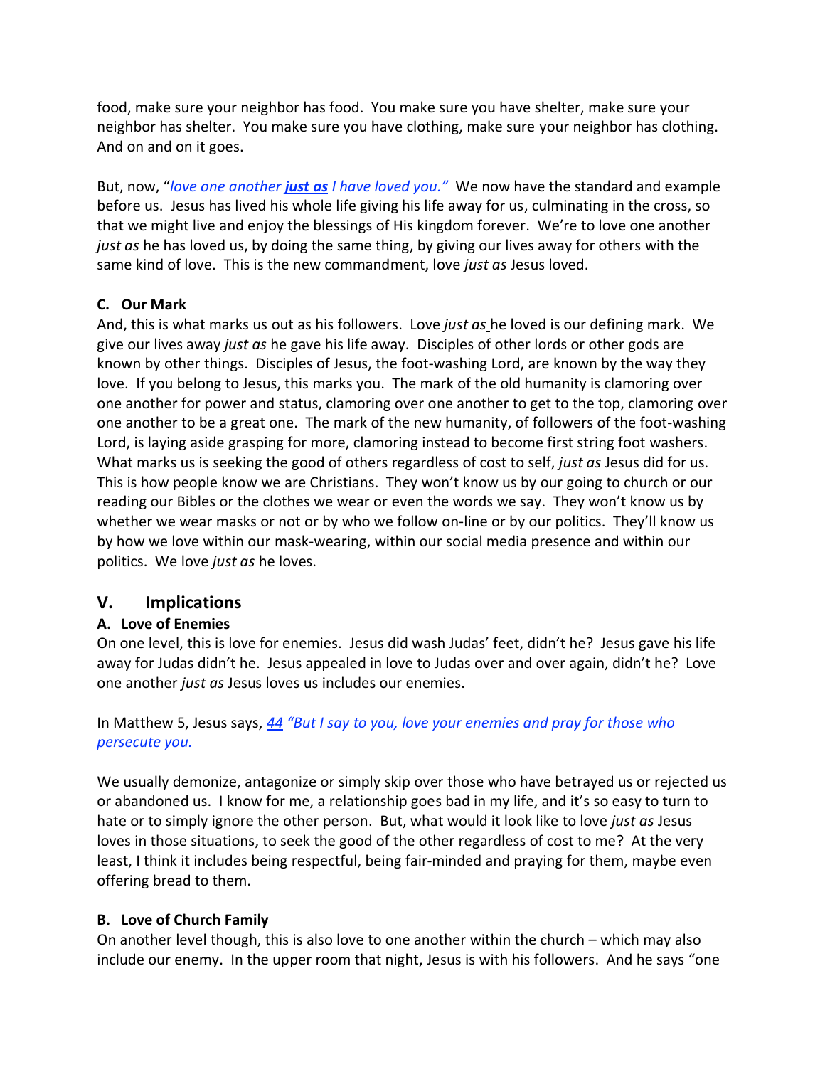food, make sure your neighbor has food. You make sure you have shelter, make sure your neighbor has shelter. You make sure you have clothing, make sure your neighbor has clothing. And on and on it goes.

But, now, "*love one another **just as** I have loved you.*" We now have the standard and example before us. Jesus has lived his whole life giving his life away for us, culminating in the cross, so that we might live and enjoy the blessings of His kingdom forever. We're to love one another *just as* he has loved us, by doing the same thing, by giving our lives away for others with the same kind of love. This is the new commandment, love *just as* Jesus loved.

### C. Our Mark

And, this is what marks us out as his followers. Love *just as* he loved is our defining mark. We give our lives away *just as* he gave his life away. Disciples of other lords or other gods are known by other things. Disciples of Jesus, the foot-washing Lord, are known by the way they love. If you belong to Jesus, this marks you. The mark of the old humanity is clamoring over one another for power and status, clamoring over one another to get to the top, clamoring over one another to be a great one. The mark of the new humanity, of followers of the foot-washing Lord, is laying aside grasping for more, clamoring instead to become first string foot washers. What marks us is seeking the good of others regardless of cost to self, *just as* Jesus did for us. This is how people know we are Christians. They won't know us by our going to church or our reading our Bibles or the clothes we wear or even the words we say. They won't know us by whether we wear masks or not or by who we follow on-line or by our politics. They'll know us by how we love within our mask-wearing, within our social media presence and within our politics. We love *just as* he loves.

## V. Implications

### A. Love of Enemies

On one level, this is love for enemies. Jesus did wash Judas' feet, didn't he? Jesus gave his life away for Judas didn't he. Jesus appealed in love to Judas over and over again, didn't he? Love one another *just as* Jesus loves us includes our enemies.

In Matthew 5, Jesus says, *44 "But I say to you, love your enemies and pray for those who persecute you.*

We usually demonize, antagonize or simply skip over those who have betrayed us or rejected us or abandoned us. I know for me, a relationship goes bad in my life, and it's so easy to turn to hate or to simply ignore the other person. But, what would it look like to love *just as* Jesus loves in those situations, to seek the good of the other regardless of cost to me? At the very least, I think it includes being respectful, being fair-minded and praying for them, maybe even offering bread to them.

### B. Love of Church Family

On another level though, this is also love to one another within the church – which may also include our enemy. In the upper room that night, Jesus is with his followers. And he says "one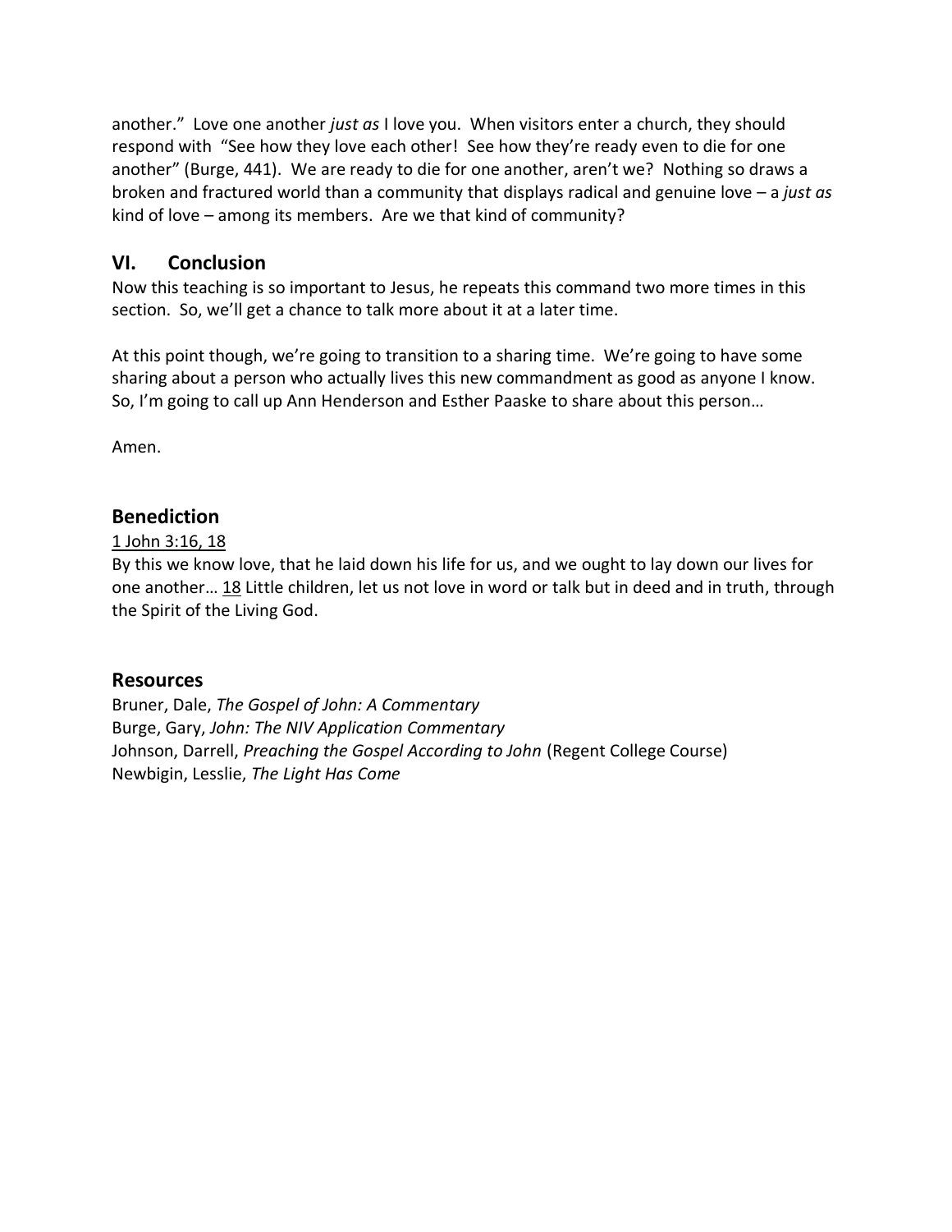another." Love one another *just as* I love you. When visitors enter a church, they should respond with "See how they love each other! See how they're ready even to die for one another" (Burge, 441). We are ready to die for one another, aren't we? Nothing so draws a broken and fractured world than a community that displays radical and genuine love – a *just as* kind of love – among its members. Are we that kind of community?

## VI. Conclusion

Now this teaching is so important to Jesus, he repeats this command two more times in this section. So, we'll get a chance to talk more about it at a later time.

At this point though, we're going to transition to a sharing time. We're going to have some sharing about a person who actually lives this new commandment as good as anyone I know. So, I'm going to call up Ann Henderson and Esther Paaske to share about this person…

Amen.

## Benediction

<u>1 John 3:16, 18</u>

By this we know love, that he laid down his life for us, and we ought to lay down our lives for one another… <u>18</u> Little children, let us not love in word or talk but in deed and in truth, through the Spirit of the Living God.

## Resources

Bruner, Dale, *The Gospel of John: A Commentary*
Burge, Gary, *John: The NIV Application Commentary*
Johnson, Darrell, *Preaching the Gospel According to John* (Regent College Course)
Newbigin, Lesslie, *The Light Has Come*